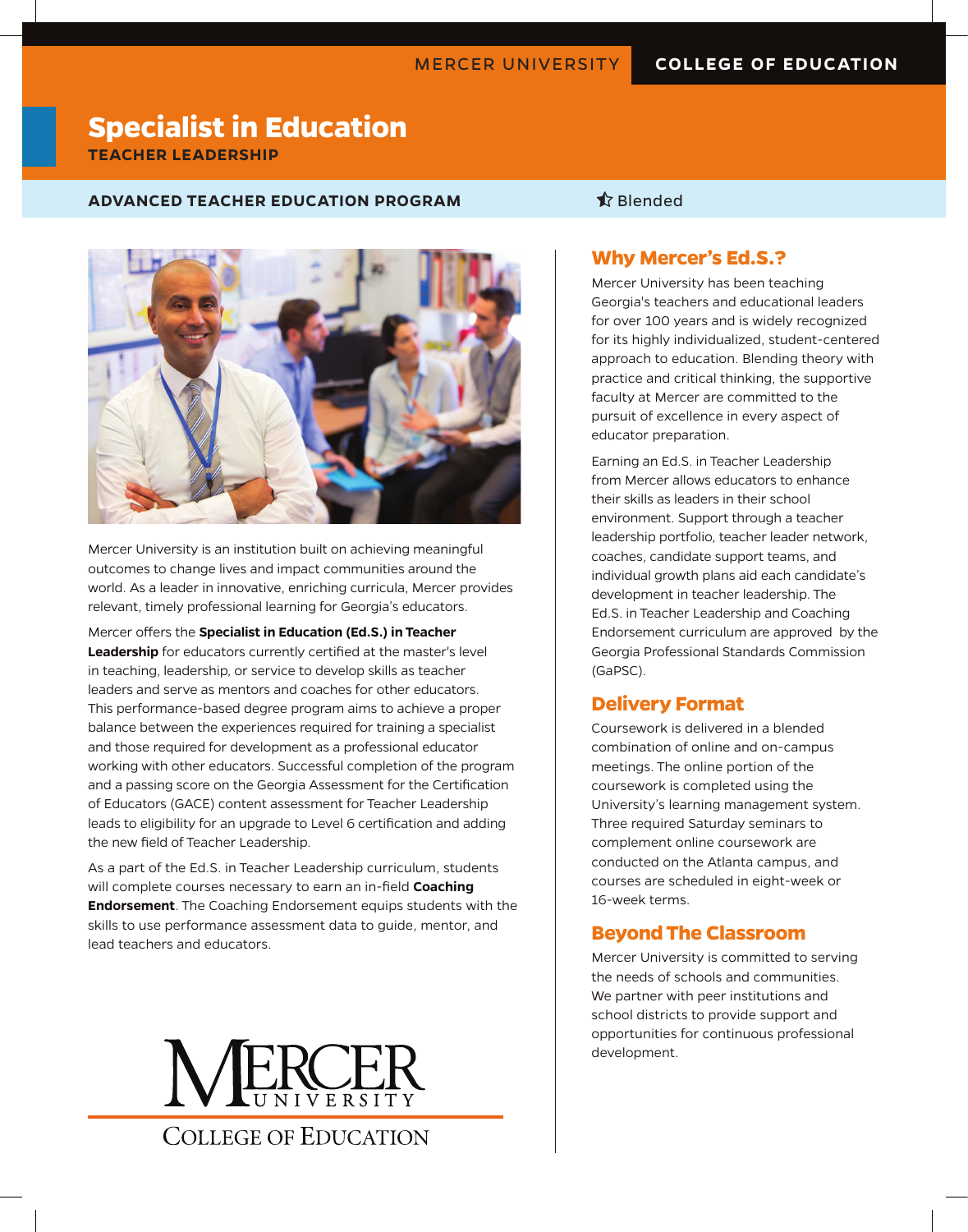MERCER UNIVERSITY **COLLEGE OF EDUCATION**

# Specialist in Education

**TEACHER LEADERSHIP**

**ADVANCED TEACHER EDUCATION PROGRAM** Blended

Mercer University is an institution built on achieving meaningful outcomes to change lives and impact communities around the world. As a leader in innovative, enriching curricula, Mercer provides relevant, timely professional learning for Georgia's educators.

Mercer offers the **Specialist in Education (Ed.S.) in Teacher Leadership** for educators currently certified at the master's level in teaching, leadership, or service to develop skills as teacher leaders and serve as mentors and coaches for other educators. This performance-based degree program aims to achieve a proper balance between the experiences required for training a specialist and those required for development as a professional educator working with other educators. Successful completion of the program and a passing score on the Georgia Assessment for the Certification of Educators (GACE) content assessment for Teacher Leadership leads to eligibility for an upgrade to Level 6 certification and adding the new field of Teacher Leadership.

As a part of the Ed.S. in Teacher Leadership curriculum, students will complete courses necessary to earn an in-field **Coaching Endorsement**. The Coaching Endorsement equips students with the skills to use performance assessment data to guide, mentor, and lead teachers and educators.

MERCER UNIVERSITY

COLLEGE OF EDUCATION

## Why Mercer's Ed.S.?

Mercer University has been teaching Georgia's teachers and educational leaders for over 100 years and is widely recognized for its highly individualized, student-centered approach to education. Blending theory with practice and critical thinking, the supportive faculty at Mercer are committed to the pursuit of excellence in every aspect of educator preparation.

Earning an Ed.S. in Teacher Leadership from Mercer allows educators to enhance their skills as leaders in their school environment. Support through a teacher leadership portfolio, teacher leader network, coaches, candidate support teams, and individual growth plans aid each candidate's development in teacher leadership. The Ed.S. in Teacher Leadership and Coaching Endorsement curriculum are approved by the Georgia Professional Standards Commission (GaPSC).

## Delivery Format

Coursework is delivered in a blended combination of online and on-campus meetings. The online portion of the coursework is completed using the University's learning management system. Three required Saturday seminars to complement online coursework are conducted on the Atlanta campus, and courses are scheduled in eight-week or 16-week terms.

## Beyond The Classroom

Mercer University is committed to serving the needs of schools and communities. We partner with peer institutions and school districts to provide support and opportunities for continuous professional development.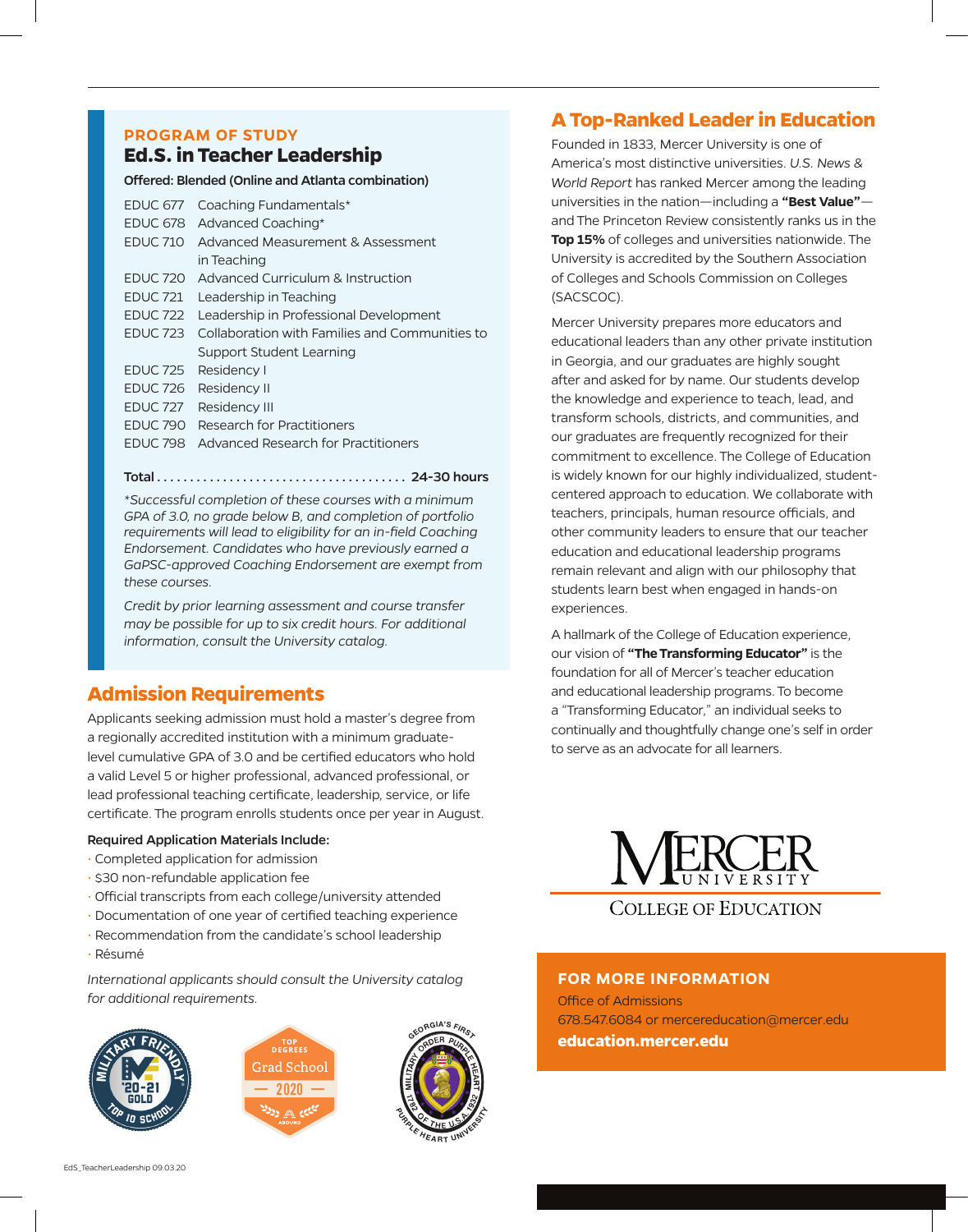## PROGRAM OF STUDY

### Ed.S. in Teacher Leadership

**Offered: Blended (Online and Atlanta combination)**

| | |
|---|---|
| EDUC 677 | Coaching Fundamentals* |
| EDUC 678 | Advanced Coaching* |
| EDUC 710 | Advanced Measurement & Assessment in Teaching |
| EDUC 720 | Advanced Curriculum & Instruction |
| EDUC 721 | Leadership in Teaching |
| EDUC 722 | Leadership in Professional Development |
| EDUC 723 | Collaboration with Families and Communities to Support Student Learning |
| EDUC 725 | Residency I |
| EDUC 726 | Residency II |
| EDUC 727 | Residency III |
| EDUC 790 | Research for Practitioners |
| EDUC 798 | Advanced Research for Practitioners |

**Total ..................................... 24-30 hours**

*\*Successful completion of these courses with a minimum GPA of 3.0, no grade below B, and completion of portfolio requirements will lead to eligibility for an in-field Coaching Endorsement. Candidates who have previously earned a GaPSC-approved Coaching Endorsement are exempt from these courses.*

*Credit by prior learning assessment and course transfer may be possible for up to six credit hours. For additional information, consult the University catalog.*

## Admission Requirements

Applicants seeking admission must hold a master's degree from a regionally accredited institution with a minimum graduate-level cumulative GPA of 3.0 and be certified educators who hold a valid Level 5 or higher professional, advanced professional, or lead professional teaching certificate, leadership, service, or life certificate. The program enrolls students once per year in August.

**Required Application Materials Include:**

- Completed application for admission
- $30 non-refundable application fee
- Official transcripts from each college/university attended
- Documentation of one year of certified teaching experience
- Recommendation from the candidate's school leadership
- Résumé

*International applicants should consult the University catalog for additional requirements.*

## A Top-Ranked Leader in Education

Founded in 1833, Mercer University is one of America's most distinctive universities. *U.S. News & World Report* has ranked Mercer among the leading universities in the nation—including a **"Best Value"**—and The Princeton Review consistently ranks us in the **Top 15%** of colleges and universities nationwide. The University is accredited by the Southern Association of Colleges and Schools Commission on Colleges (SACSCOC).

Mercer University prepares more educators and educational leaders than any other private institution in Georgia, and our graduates are highly sought after and asked for by name. Our students develop the knowledge and experience to teach, lead, and transform schools, districts, and communities, and our graduates are frequently recognized for their commitment to excellence. The College of Education is widely known for our highly individualized, student-centered approach to education. We collaborate with teachers, principals, human resource officials, and other community leaders to ensure that our teacher education and educational leadership programs remain relevant and align with our philosophy that students learn best when engaged in hands-on experiences.

A hallmark of the College of Education experience, our vision of **"The Transforming Educator"** is the foundation for all of Mercer's teacher education and educational leadership programs. To become a "Transforming Educator," an individual seeks to continually and thoughtfully change one's self in order to serve as an advocate for all learners.

MERCER UNIVERSITY
COLLEGE OF EDUCATION

### FOR MORE INFORMATION

Office of Admissions
678.547.6084 or mercereducation@mercer.edu
**education.mercer.edu**

EdS_TeacherLeadership 09.03.20